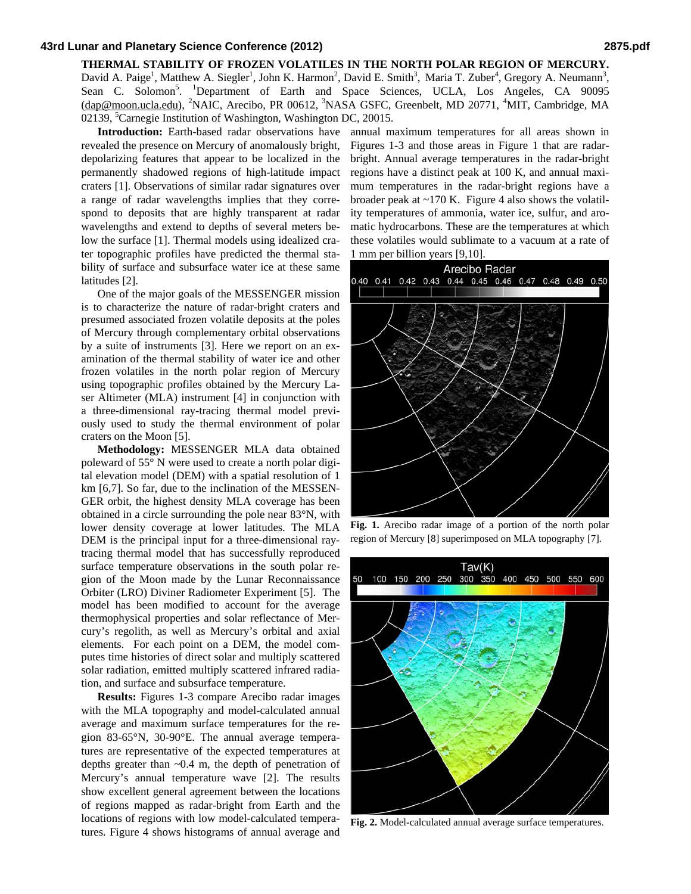# THERMAL STABILITY OF FROZEN VOLATILES IN THE NORTH POLAR REGION OF MERCURY.

David A. Paige[1], Matthew A. Siegler[1], John K. Harmon[2], David E. Smith[3], Maria T. Zuber[4], Gregory A. Neumann[3], Sean C. Solomon[5]. [1]Department of Earth and Space Sciences, UCLA, Los Angeles, CA 90095 (dap@moon.ucla.edu), [2]NAIC, Arecibo, PR 00612, [3]NASA GSFC, Greenbelt, MD 20771, [4]MIT, Cambridge, MA 02139, [5]Carnegie Institution of Washington, Washington DC, 20015.

**Introduction:** Earth-based radar observations have revealed the presence on Mercury of anomalously bright, depolarizing features that appear to be localized in the permanently shadowed regions of high-latitude impact craters [1]. Observations of similar radar signatures over a range of radar wavelengths implies that they correspond to deposits that are highly transparent at radar wavelengths and extend to depths of several meters below the surface [1]. Thermal models using idealized crater topographic profiles have predicted the thermal stability of surface and subsurface water ice at these same latitudes [2].

One of the major goals of the MESSENGER mission is to characterize the nature of radar-bright craters and presumed associated frozen volatile deposits at the poles of Mercury through complementary orbital observations by a suite of instruments [3]. Here we report on an examination of the thermal stability of water ice and other frozen volatiles in the north polar region of Mercury using topographic profiles obtained by the Mercury Laser Altimeter (MLA) instrument [4] in conjunction with a three-dimensional ray-tracing thermal model previously used to study the thermal environment of polar craters on the Moon [5].

**Methodology:** MESSENGER MLA data obtained poleward of 55° N were used to create a north polar digital elevation model (DEM) with a spatial resolution of 1 km [6,7]. So far, due to the inclination of the MESSENGER orbit, the highest density MLA coverage has been obtained in a circle surrounding the pole near 83°N, with lower density coverage at lower latitudes. The MLA DEM is the principal input for a three-dimensional ray-tracing thermal model that has successfully reproduced surface temperature observations in the south polar region of the Moon made by the Lunar Reconnaissance Orbiter (LRO) Diviner Radiometer Experiment [5]. The model has been modified to account for the average thermophysical properties and solar reflectance of Mercury's regolith, as well as Mercury's orbital and axial elements. For each point on a DEM, the model computes time histories of direct solar and multiply scattered solar radiation, emitted multiply scattered infrared radiation, and surface and subsurface temperature.

**Results:** Figures 1-3 compare Arecibo radar images with the MLA topography and model-calculated annual average and maximum surface temperatures for the region 83-65°N, 30-90°E. The annual average temperatures are representative of the expected temperatures at depths greater than ~0.4 m, the depth of penetration of Mercury's annual temperature wave [2]. The results show excellent general agreement between the locations of regions mapped as radar-bright from Earth and the locations of regions with low model-calculated temperatures. Figure 4 shows histograms of annual average and annual maximum temperatures for all areas shown in Figures 1-3 and those areas in Figure 1 that are radar-bright. Annual average temperatures in the radar-bright regions have a distinct peak at 100 K, and annual maximum temperatures in the radar-bright regions have a broader peak at ~170 K. Figure 4 also shows the volatility temperatures of ammonia, water ice, sulfur, and aromatic hydrocarbons. These are the temperatures at which these volatiles would sublimate to a vacuum at a rate of 1 mm per billion years [9,10].

**Fig. 1.** Arecibo radar image of a portion of the north polar region of Mercury [8] superimposed on MLA topography [7].

**Fig. 2.** Model-calculated annual average surface temperatures.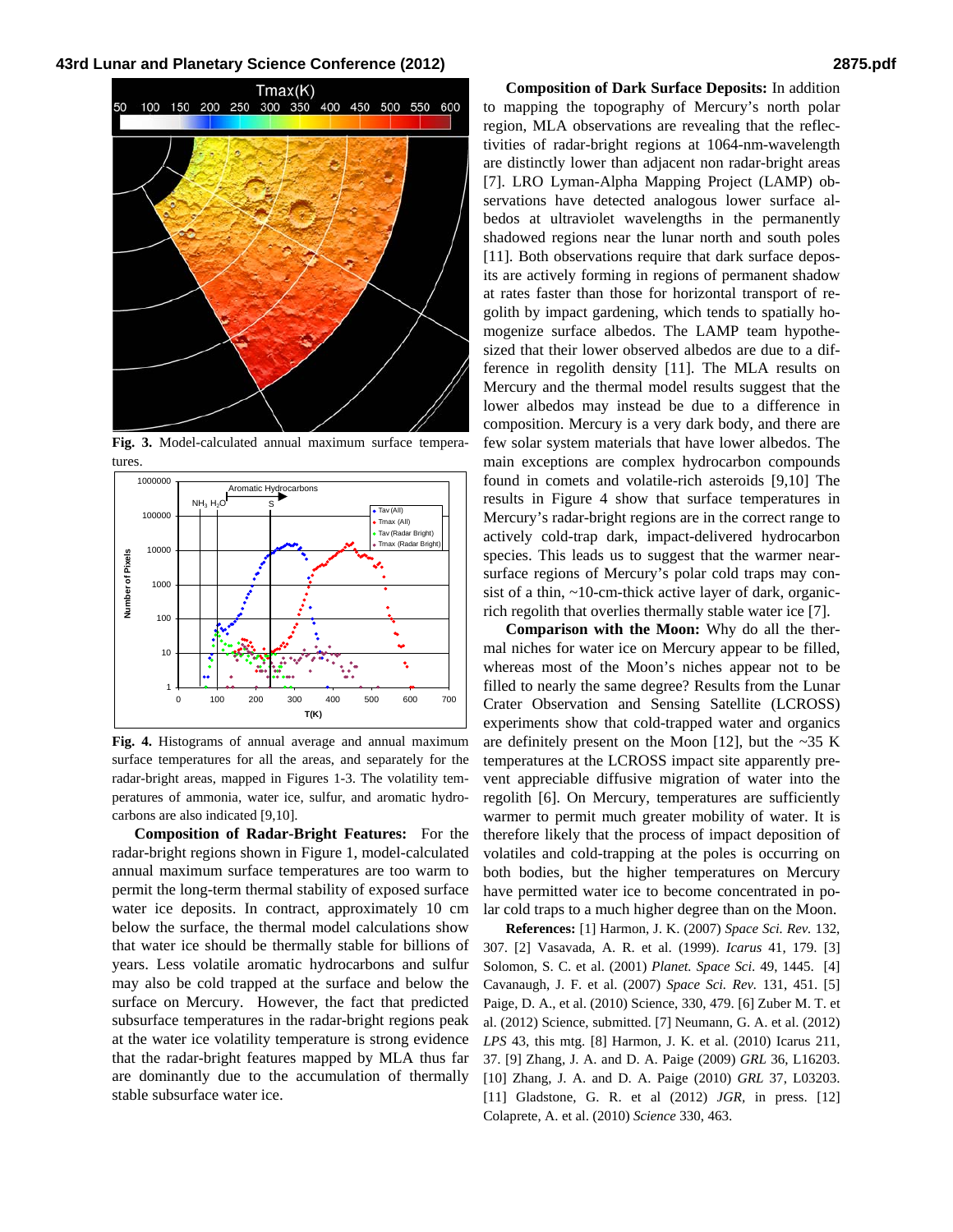Tmax(K)

50 100 150 200 250 300 350 400 450 500 550 600

**Fig. 3.** Model-calculated annual maximum surface temperatures.

Aromatic Hydrocarbons

$NH_3$ $H_2O$

S

Tav (All)

Tmax (All)

Tav (Radar Bright)

Tmax (Radar Bright)

Number of Pixels

1000000

100000

10000

1000

100

10

1

0 100 200 300 400 500 600 700

T(K)

**Fig. 4.** Histograms of annual average and annual maximum surface temperatures for all the areas, and separately for the radar-bright areas, mapped in Figures 1-3. The volatility temperatures of ammonia, water ice, sulfur, and aromatic hydrocarbons are also indicated [9,10].

**Composition of Radar-Bright Features:** For the radar-bright regions shown in Figure 1, model-calculated annual maximum surface temperatures are too warm to permit the long-term thermal stability of exposed surface water ice deposits. In contract, approximately 10 cm below the surface, the thermal model calculations show that water ice should be thermally stable for billions of years. Less volatile aromatic hydrocarbons and sulfur may also be cold trapped at the surface and below the surface on Mercury. However, the fact that predicted subsurface temperatures in the radar-bright regions peak at the water ice volatility temperature is strong evidence that the radar-bright features mapped by MLA thus far are dominantly due to the accumulation of thermally stable subsurface water ice.

**Composition of Dark Surface Deposits:** In addition to mapping the topography of Mercury's north polar region, MLA observations are revealing that the reflectivities of radar-bright regions at 1064-nm-wavelength are distinctly lower than adjacent non radar-bright areas [7]. LRO Lyman-Alpha Mapping Project (LAMP) observations have detected analogous lower surface albedos at ultraviolet wavelengths in the permanently shadowed regions near the lunar north and south poles [11]. Both observations require that dark surface deposits are actively forming in regions of permanent shadow at rates faster than those for horizontal transport of regolith by impact gardening, which tends to spatially homogenize surface albedos. The LAMP team hypothesized that their lower observed albedos are due to a difference in regolith density [11]. The MLA results on Mercury and the thermal model results suggest that the lower albedos may instead be due to a difference in composition. Mercury is a very dark body, and there are few solar system materials that have lower albedos. The main exceptions are complex hydrocarbon compounds found in comets and volatile-rich asteroids [9,10] The results in Figure 4 show that surface temperatures in Mercury's radar-bright regions are in the correct range to actively cold-trap dark, impact-delivered hydrocarbon species. This leads us to suggest that the warmer near-surface regions of Mercury's polar cold traps may consist of a thin, ~10-cm-thick active layer of dark, organic-rich regolith that overlies thermally stable water ice [7].

**Comparison with the Moon:** Why do all the thermal niches for water ice on Mercury appear to be filled, whereas most of the Moon's niches appear not to be filled to nearly the same degree? Results from the Lunar Crater Observation and Sensing Satellite (LCROSS) experiments show that cold-trapped water and organics are definitely present on the Moon [12], but the ~35 K temperatures at the LCROSS impact site apparently prevent appreciable diffusive migration of water into the regolith [6]. On Mercury, temperatures are sufficiently warmer to permit much greater mobility of water. It is therefore likely that the process of impact deposition of volatiles and cold-trapping at the poles is occurring on both bodies, but the higher temperatures on Mercury have permitted water ice to become concentrated in polar cold traps to a much higher degree than on the Moon.

**References:** [1] Harmon, J. K. (2007) *Space Sci. Rev.* 132, 307. [2] Vasavada, A. R. et al. (1999). *Icarus* 41, 179. [3] Solomon, S. C. et al. (2001) *Planet. Space Sci.* 49, 1445. [4] Cavanaugh, J. F. et al. (2007) *Space Sci. Rev.* 131, 451. [5] Paige, D. A., et al. (2010) Science, 330, 479. [6] Zuber M. T. et al. (2012) Science, submitted. [7] Neumann, G. A. et al. (2012) *LPS* 43, this mtg. [8] Harmon, J. K. et al. (2010) Icarus 211, 37. [9] Zhang, J. A. and D. A. Paige (2009) *GRL* 36, L16203. [10] Zhang, J. A. and D. A. Paige (2010) *GRL* 37, L03203. [11] Gladstone, G. R. et al (2012) *JGR*, in press. [12] Colaprete, A. et al. (2010) *Science* 330, 463.